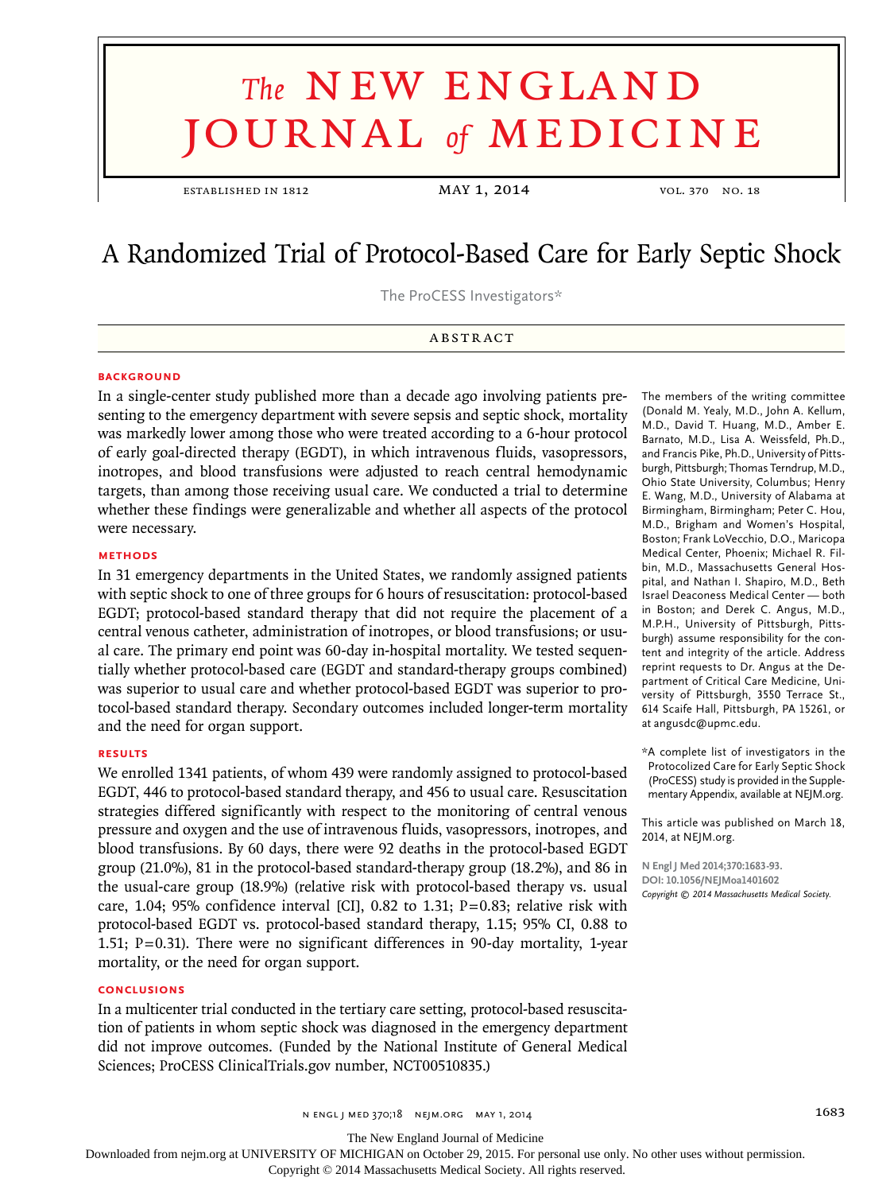# The NEW ENGLAND JOURNAL of MEDICINE

ESTABLISHED IN 1812 | MAY 1, 2014 | VOL. 370 NO. 18

# A Randomized Trial of Protocol-Based Care for Early Septic Shock

The ProCESS Investigators*

## ABSTRACT

### BACKGROUND

In a single-center study published more than a decade ago involving patients presenting to the emergency department with severe sepsis and septic shock, mortality was markedly lower among those who were treated according to a 6-hour protocol of early goal-directed therapy (EGDT), in which intravenous fluids, vasopressors, inotropes, and blood transfusions were adjusted to reach central hemodynamic targets, than among those receiving usual care. We conducted a trial to determine whether these findings were generalizable and whether all aspects of the protocol were necessary.

### METHODS

In 31 emergency departments in the United States, we randomly assigned patients with septic shock to one of three groups for 6 hours of resuscitation: protocol-based EGDT; protocol-based standard therapy that did not require the placement of a central venous catheter, administration of inotropes, or blood transfusions; or usual care. The primary end point was 60-day in-hospital mortality. We tested sequentially whether protocol-based care (EGDT and standard-therapy groups combined) was superior to usual care and whether protocol-based EGDT was superior to protocol-based standard therapy. Secondary outcomes included longer-term mortality and the need for organ support.

### RESULTS

We enrolled 1341 patients, of whom 439 were randomly assigned to protocol-based EGDT, 446 to protocol-based standard therapy, and 456 to usual care. Resuscitation strategies differed significantly with respect to the monitoring of central venous pressure and oxygen and the use of intravenous fluids, vasopressors, inotropes, and blood transfusions. By 60 days, there were 92 deaths in the protocol-based EGDT group (21.0%), 81 in the protocol-based standard-therapy group (18.2%), and 86 in the usual-care group (18.9%) (relative risk with protocol-based therapy vs. usual care, 1.04; 95% confidence interval [CI], 0.82 to 1.31; P=0.83; relative risk with protocol-based EGDT vs. protocol-based standard therapy, 1.15; 95% CI, 0.88 to 1.51; P=0.31). There were no significant differences in 90-day mortality, 1-year mortality, or the need for organ support.

### CONCLUSIONS

In a multicenter trial conducted in the tertiary care setting, protocol-based resuscitation of patients in whom septic shock was diagnosed in the emergency department did not improve outcomes. (Funded by the National Institute of General Medical Sciences; ProCESS ClinicalTrials.gov number, NCT00510835.)

The members of the writing committee (Donald M. Yealy, M.D., John A. Kellum, M.D., David T. Huang, M.D., Amber E. Barnato, M.D., Lisa A. Weissfeld, Ph.D., and Francis Pike, Ph.D., University of Pittsburgh, Pittsburgh; Thomas Terndrup, M.D., Ohio State University, Columbus; Henry E. Wang, M.D., University of Alabama at Birmingham, Birmingham; Peter C. Hou, M.D., Brigham and Women's Hospital, Boston; Frank LoVecchio, D.O., Maricopa Medical Center, Phoenix; Michael R. Filbin, M.D., Massachusetts General Hospital, and Nathan I. Shapiro, M.D., Beth Israel Deaconess Medical Center — both in Boston; and Derek C. Angus, M.D., M.P.H., University of Pittsburgh, Pittsburgh) assume responsibility for the content and integrity of the article. Address reprint requests to Dr. Angus at the Department of Critical Care Medicine, University of Pittsburgh, 3550 Terrace St., 614 Scaife Hall, Pittsburgh, PA 15261, or at angusdc@upmc.edu.

*A complete list of investigators in the Protocolized Care for Early Septic Shock (ProCESS) study is provided in the Supplementary Appendix, available at NEJM.org.

This article was published on March 18, 2014, at NEJM.org.

N Engl J Med 2014;370:1683-93.
DOI: 10.1056/NEJMoa1401602
*Copyright © 2014 Massachusetts Medical Society.*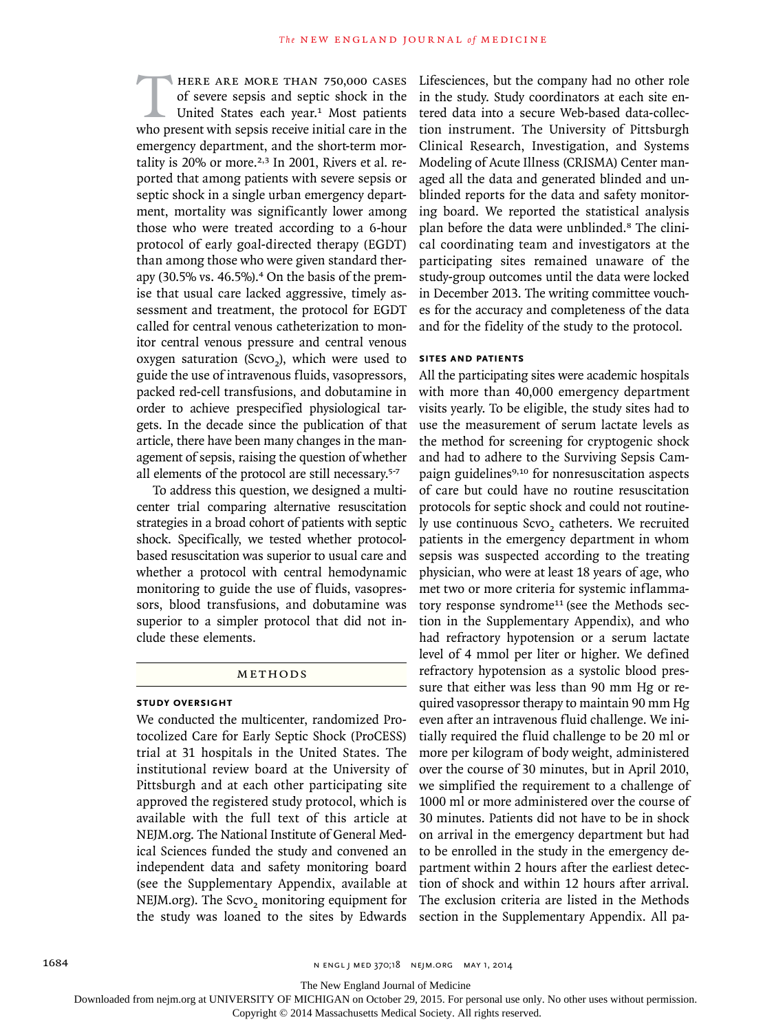There are more than 750,000 cases of severe sepsis and septic shock in the United States each year.[1] Most patients who present with sepsis receive initial care in the emergency department, and the short-term mortality is 20% or more.[2,3] In 2001, Rivers et al. reported that among patients with severe sepsis or septic shock in a single urban emergency department, mortality was significantly lower among those who were treated according to a 6-hour protocol of early goal-directed therapy (EGDT) than among those who were given standard therapy (30.5% vs. 46.5%).[4] On the basis of the premise that usual care lacked aggressive, timely assessment and treatment, the protocol for EGDT called for central venous catheterization to monitor central venous pressure and central venous oxygen saturation ($Scvo_2$), which were used to guide the use of intravenous fluids, vasopressors, packed red-cell transfusions, and dobutamine in order to achieve prespecified physiological targets. In the decade since the publication of that article, there have been many changes in the management of sepsis, raising the question of whether all elements of the protocol are still necessary.[5-7]

To address this question, we designed a multicenter trial comparing alternative resuscitation strategies in a broad cohort of patients with septic shock. Specifically, we tested whether protocol-based resuscitation was superior to usual care and whether a protocol with central hemodynamic monitoring to guide the use of fluids, vasopressors, blood transfusions, and dobutamine was superior to a simpler protocol that did not include these elements.

## Methods

### Study Oversight

We conducted the multicenter, randomized Protocolized Care for Early Septic Shock (ProCESS) trial at 31 hospitals in the United States. The institutional review board at the University of Pittsburgh and at each other participating site approved the registered study protocol, which is available with the full text of this article at NEJM.org. The National Institute of General Medical Sciences funded the study and convened an independent data and safety monitoring board (see the Supplementary Appendix, available at NEJM.org). The $Scvo_2$ monitoring equipment for the study was loaned to the sites by Edwards Lifesciences, but the company had no other role in the study. Study coordinators at each site entered data into a secure Web-based data-collection instrument. The University of Pittsburgh Clinical Research, Investigation, and Systems Modeling of Acute Illness (CRISMA) Center managed all the data and generated blinded and unblinded reports for the data and safety monitoring board. We reported the statistical analysis plan before the data were unblinded.[8] The clinical coordinating team and investigators at the participating sites remained unaware of the study-group outcomes until the data were locked in December 2013. The writing committee vouches for the accuracy and completeness of the data and for the fidelity of the study to the protocol.

### Sites and Patients

All the participating sites were academic hospitals with more than 40,000 emergency department visits yearly. To be eligible, the study sites had to use the measurement of serum lactate levels as the method for screening for cryptogenic shock and had to adhere to the Surviving Sepsis Campaign guidelines[9,10] for nonresuscitation aspects of care but could have no routine resuscitation protocols for septic shock and could not routinely use continuous $Scvo_2$ catheters. We recruited patients in the emergency department in whom sepsis was suspected according to the treating physician, who were at least 18 years of age, who met two or more criteria for systemic inflammatory response syndrome[11] (see the Methods section in the Supplementary Appendix), and who had refractory hypotension or a serum lactate level of 4 mmol per liter or higher. We defined refractory hypotension as a systolic blood pressure that either was less than 90 mm Hg or required vasopressor therapy to maintain 90 mm Hg even after an intravenous fluid challenge. We initially required the fluid challenge to be 20 ml or more per kilogram of body weight, administered over the course of 30 minutes, but in April 2010, we simplified the requirement to a challenge of 1000 ml or more administered over the course of 30 minutes. Patients did not have to be in shock on arrival in the emergency department but had to be enrolled in the study in the emergency department within 2 hours after the earliest detection of shock and within 12 hours after arrival. The exclusion criteria are listed in the Methods section in the Supplementary Appendix. All pa-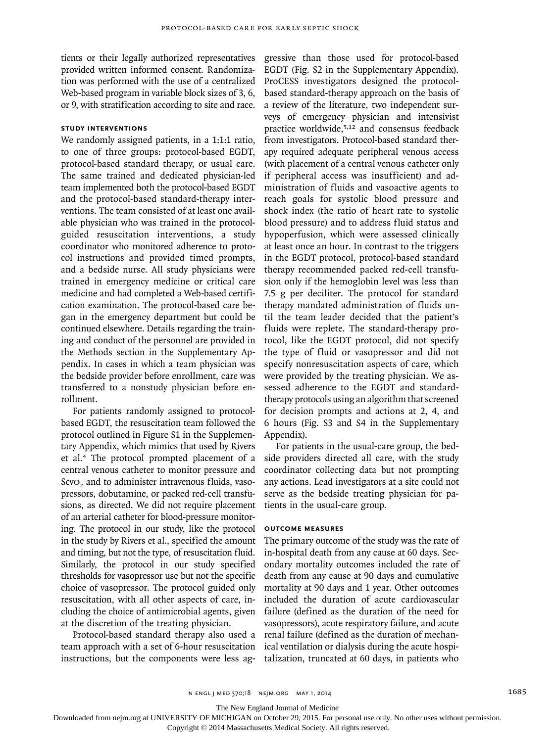tients or their legally authorized representatives provided written informed consent. Randomization was performed with the use of a centralized Web-based program in variable block sizes of 3, 6, or 9, with stratification according to site and race.

### STUDY INTERVENTIONS

We randomly assigned patients, in a 1:1:1 ratio, to one of three groups: protocol-based EGDT, protocol-based standard therapy, or usual care. The same trained and dedicated physician-led team implemented both the protocol-based EGDT and the protocol-based standard-therapy interventions. The team consisted of at least one available physician who was trained in the protocol-guided resuscitation interventions, a study coordinator who monitored adherence to protocol instructions and provided timed prompts, and a bedside nurse. All study physicians were trained in emergency medicine or critical care medicine and had completed a Web-based certification examination. The protocol-based care began in the emergency department but could be continued elsewhere. Details regarding the training and conduct of the personnel are provided in the Methods section in the Supplementary Appendix. In cases in which a team physician was the bedside provider before enrollment, care was transferred to a nonstudy physician before enrollment.

For patients randomly assigned to protocol-based EGDT, the resuscitation team followed the protocol outlined in Figure S1 in the Supplementary Appendix, which mimics that used by Rivers et al.[4] The protocol prompted placement of a central venous catheter to monitor pressure and $Scvo_2$ and to administer intravenous fluids, vasopressors, dobutamine, or packed red-cell transfusions, as directed. We did not require placement of an arterial catheter for blood-pressure monitoring. The protocol in our study, like the protocol in the study by Rivers et al., specified the amount and timing, but not the type, of resuscitation fluid. Similarly, the protocol in our study specified thresholds for vasopressor use but not the specific choice of vasopressor. The protocol guided only resuscitation, with all other aspects of care, including the choice of antimicrobial agents, given at the discretion of the treating physician.

Protocol-based standard therapy also used a team approach with a set of 6-hour resuscitation instructions, but the components were less aggressive than those used for protocol-based EGDT (Fig. S2 in the Supplementary Appendix). ProCESS investigators designed the protocol-based standard-therapy approach on the basis of a review of the literature, two independent surveys of emergency physician and intensivist practice worldwide,[5,12] and consensus feedback from investigators. Protocol-based standard therapy required adequate peripheral venous access (with placement of a central venous catheter only if peripheral access was insufficient) and administration of fluids and vasoactive agents to reach goals for systolic blood pressure and shock index (the ratio of heart rate to systolic blood pressure) and to address fluid status and hypoperfusion, which were assessed clinically at least once an hour. In contrast to the triggers in the EGDT protocol, protocol-based standard therapy recommended packed red-cell transfusion only if the hemoglobin level was less than 7.5 g per deciliter. The protocol for standard therapy mandated administration of fluids until the team leader decided that the patient's fluids were replete. The standard-therapy protocol, like the EGDT protocol, did not specify the type of fluid or vasopressor and did not specify nonresuscitation aspects of care, which were provided by the treating physician. We assessed adherence to the EGDT and standard-therapy protocols using an algorithm that screened for decision prompts and actions at 2, 4, and 6 hours (Fig. S3 and S4 in the Supplementary Appendix).

For patients in the usual-care group, the bedside providers directed all care, with the study coordinator collecting data but not prompting any actions. Lead investigators at a site could not serve as the bedside treating physician for patients in the usual-care group.

### OUTCOME MEASURES

The primary outcome of the study was the rate of in-hospital death from any cause at 60 days. Secondary mortality outcomes included the rate of death from any cause at 90 days and cumulative mortality at 90 days and 1 year. Other outcomes included the duration of acute cardiovascular failure (defined as the duration of the need for vasopressors), acute respiratory failure, and acute renal failure (defined as the duration of mechanical ventilation or dialysis during the acute hospitalization, truncated at 60 days, in patients who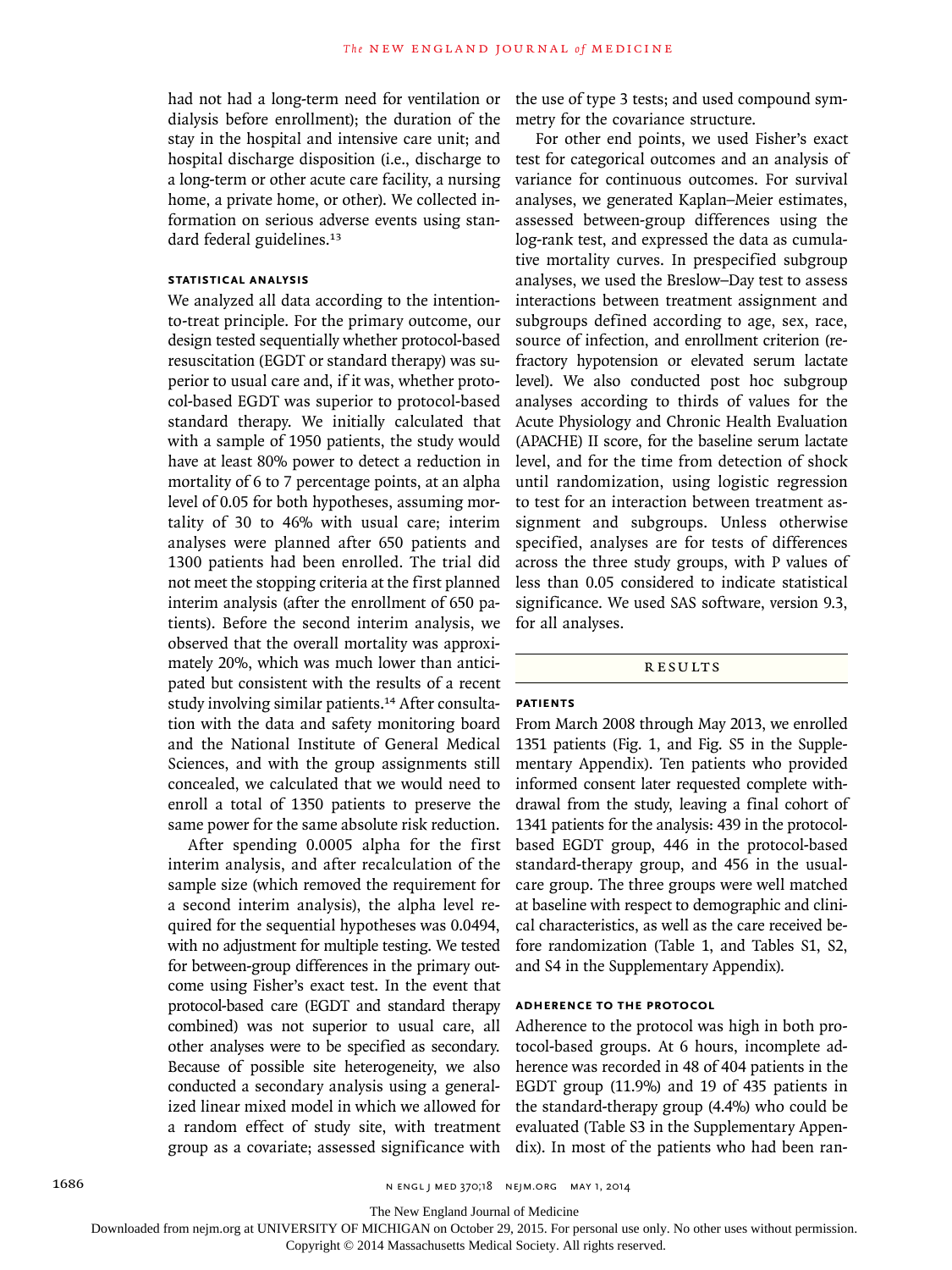had not had a long-term need for ventilation or dialysis before enrollment); the duration of the stay in the hospital and intensive care unit; and hospital discharge disposition (i.e., discharge to a long-term or other acute care facility, a nursing home, a private home, or other). We collected information on serious adverse events using standard federal guidelines.[13]

### STATISTICAL ANALYSIS

We analyzed all data according to the intention-to-treat principle. For the primary outcome, our design tested sequentially whether protocol-based resuscitation (EGDT or standard therapy) was superior to usual care and, if it was, whether protocol-based EGDT was superior to protocol-based standard therapy. We initially calculated that with a sample of 1950 patients, the study would have at least 80% power to detect a reduction in mortality of 6 to 7 percentage points, at an alpha level of 0.05 for both hypotheses, assuming mortality of 30 to 46% with usual care; interim analyses were planned after 650 patients and 1300 patients had been enrolled. The trial did not meet the stopping criteria at the first planned interim analysis (after the enrollment of 650 patients). Before the second interim analysis, we observed that the overall mortality was approximately 20%, which was much lower than anticipated but consistent with the results of a recent study involving similar patients.[14] After consultation with the data and safety monitoring board and the National Institute of General Medical Sciences, and with the group assignments still concealed, we calculated that we would need to enroll a total of 1350 patients to preserve the same power for the same absolute risk reduction.

After spending 0.0005 alpha for the first interim analysis, and after recalculation of the sample size (which removed the requirement for a second interim analysis), the alpha level required for the sequential hypotheses was 0.0494, with no adjustment for multiple testing. We tested for between-group differences in the primary outcome using Fisher's exact test. In the event that protocol-based care (EGDT and standard therapy combined) was not superior to usual care, all other analyses were to be specified as secondary. Because of possible site heterogeneity, we also conducted a secondary analysis using a generalized linear mixed model in which we allowed for a random effect of study site, with treatment group as a covariate; assessed significance with the use of type 3 tests; and used compound symmetry for the covariance structure.

For other end points, we used Fisher's exact test for categorical outcomes and an analysis of variance for continuous outcomes. For survival analyses, we generated Kaplan–Meier estimates, assessed between-group differences using the log-rank test, and expressed the data as cumulative mortality curves. In prespecified subgroup analyses, we used the Breslow–Day test to assess interactions between treatment assignment and subgroups defined according to age, sex, race, source of infection, and enrollment criterion (refractory hypotension or elevated serum lactate level). We also conducted post hoc subgroup analyses according to thirds of values for the Acute Physiology and Chronic Health Evaluation (APACHE) II score, for the baseline serum lactate level, and for the time from detection of shock until randomization, using logistic regression to test for an interaction between treatment assignment and subgroups. Unless otherwise specified, analyses are for tests of differences across the three study groups, with P values of less than 0.05 considered to indicate statistical significance. We used SAS software, version 9.3, for all analyses.

## RESULTS

### PATIENTS

From March 2008 through May 2013, we enrolled 1351 patients (Fig. 1, and Fig. S5 in the Supplementary Appendix). Ten patients who provided informed consent later requested complete withdrawal from the study, leaving a final cohort of 1341 patients for the analysis: 439 in the protocol-based EGDT group, 446 in the protocol-based standard-therapy group, and 456 in the usual-care group. The three groups were well matched at baseline with respect to demographic and clinical characteristics, as well as the care received before randomization (Table 1, and Tables S1, S2, and S4 in the Supplementary Appendix).

### ADHERENCE TO THE PROTOCOL

Adherence to the protocol was high in both protocol-based groups. At 6 hours, incomplete adherence was recorded in 48 of 404 patients in the EGDT group (11.9%) and 19 of 435 patients in the standard-therapy group (4.4%) who could be evaluated (Table S3 in the Supplementary Appendix). In most of the patients who had been ran-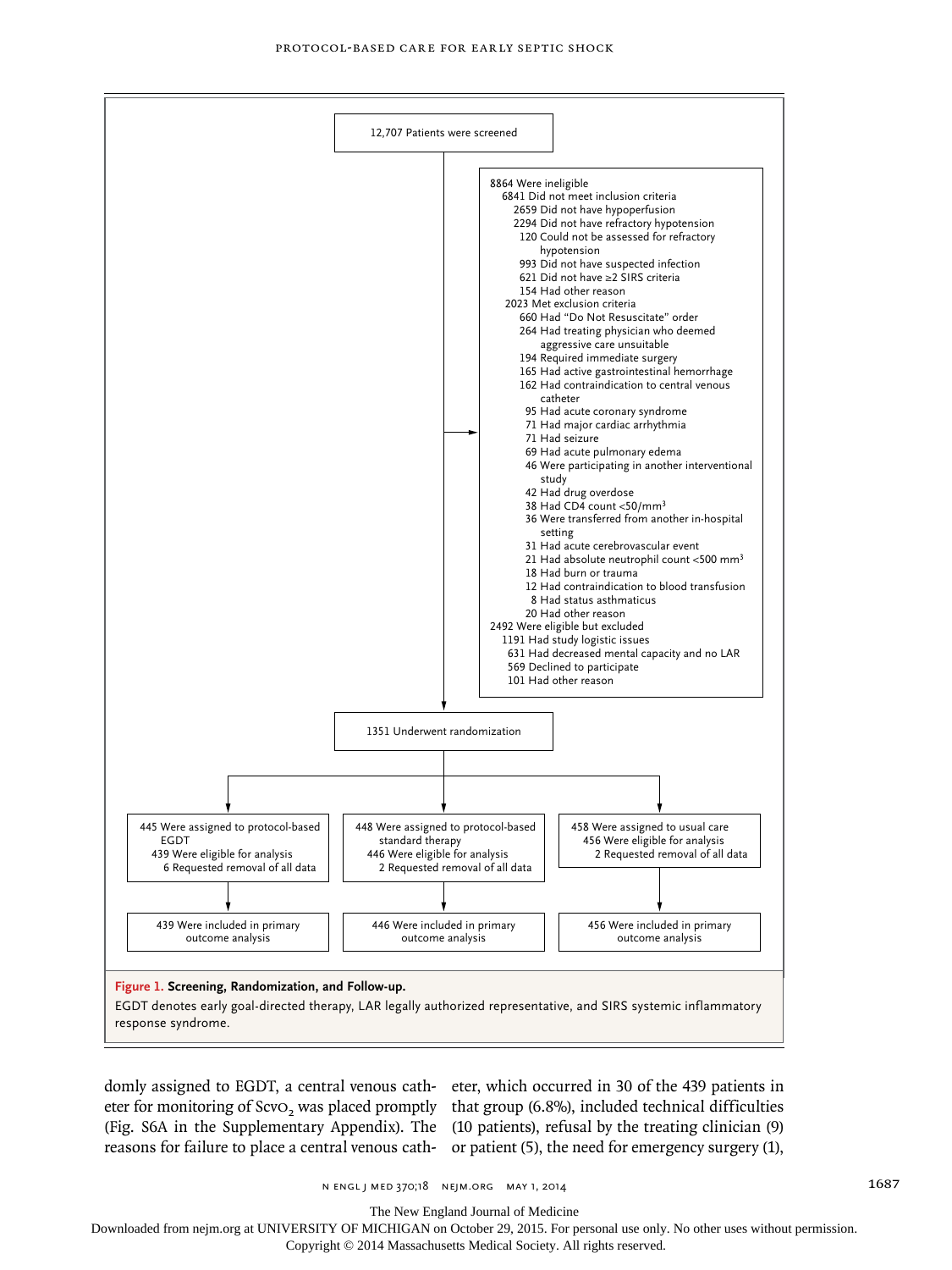12,707 Patients were screened

8864 Were ineligible
- 6841 Did not meet inclusion criteria
  - 2659 Did not have hypoperfusion
  - 2294 Did not have refractory hypotension
  - 120 Could not be assessed for refractory hypotension
  - 993 Did not have suspected infection
  - 621 Did not have ≥2 SIRS criteria
  - 154 Had other reason
- 2023 Met exclusion criteria
  - 660 Had "Do Not Resuscitate" order
  - 264 Had treating physician who deemed aggressive care unsuitable
  - 194 Required immediate surgery
  - 165 Had active gastrointestinal hemorrhage
  - 162 Had contraindication to central venous catheter
  - 95 Had acute coronary syndrome
  - 71 Had major cardiac arrhythmia
  - 71 Had seizure
  - 69 Had acute pulmonary edema
  - 46 Were participating in another interventional study
  - 42 Had drug overdose
  - 38 Had CD4 count <50/mm$^3$
  - 36 Were transferred from another in-hospital setting
  - 31 Had acute cerebrovascular event
  - 21 Had absolute neutrophil count <500 mm$^3$
  - 18 Had burn or trauma
  - 12 Had contraindication to blood transfusion
  - 8 Had status asthmaticus
  - 20 Had other reason
- 2492 Were eligible but excluded
  - 1191 Had study logistic issues
  - 631 Had decreased mental capacity and no LAR
  - 569 Declined to participate
  - 101 Had other reason

1351 Underwent randomization

| 445 Were assigned to protocol-based EGDT<br>439 Were eligible for analysis<br>6 Requested removal of all data | 448 Were assigned to protocol-based standard therapy<br>446 Were eligible for analysis<br>2 Requested removal of all data | 458 Were assigned to usual care<br>456 Were eligible for analysis<br>2 Requested removal of all data |
|---|---|---|
| 439 Were included in primary outcome analysis | 446 Were included in primary outcome analysis | 456 Were included in primary outcome analysis |

**Figure 1. Screening, Randomization, and Follow-up.**

EGDT denotes early goal-directed therapy, LAR legally authorized representative, and SIRS systemic inflammatory response syndrome.

domly assigned to EGDT, a central venous catheter for monitoring of $Scvo_2$ was placed promptly (Fig. S6A in the Supplementary Appendix). The reasons for failure to place a central venous catheter, which occurred in 30 of the 439 patients in that group (6.8%), included technical difficulties (10 patients), refusal by the treating clinician (9) or patient (5), the need for emergency surgery (1),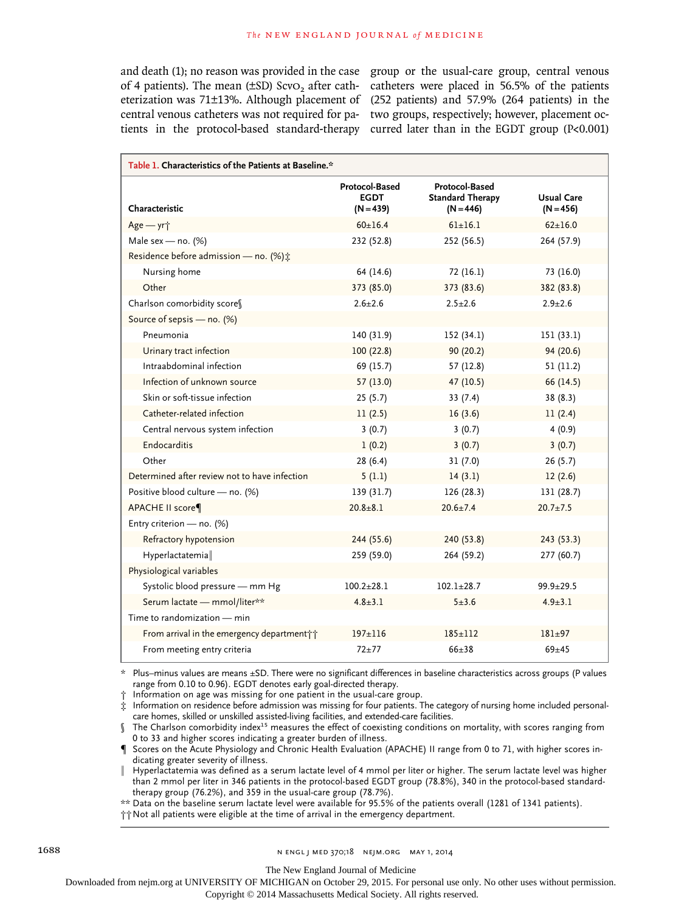and death (1); no reason was provided in the case of 4 patients). The mean (±SD) $ScvO_2$ after catheterization was 71±13%. Although placement of central venous catheters was not required for patients in the protocol-based standard-therapy group or the usual-care group, central venous catheters were placed in 56.5% of the patients (252 patients) and 57.9% (264 patients) in the two groups, respectively; however, placement occurred later than in the EGDT group (P<0.001)

**Table 1. Characteristics of the Patients at Baseline.***

| Characteristic | Protocol-Based EGDT (N=439) | Protocol-Based Standard Therapy (N=446) | Usual Care (N=456) |
|---|---|---|---|
| Age — yr† | 60±16.4 | 61±16.1 | 62±16.0 |
| Male sex — no. (%) | 232 (52.8) | 252 (56.5) | 264 (57.9) |
| Residence before admission — no. (%)‡ | | | |
| Nursing home | 64 (14.6) | 72 (16.1) | 73 (16.0) |
| Other | 373 (85.0) | 373 (83.6) | 382 (83.8) |
| Charlson comorbidity score§ | 2.6±2.6 | 2.5±2.6 | 2.9±2.6 |
| Source of sepsis — no. (%) | | | |
| Pneumonia | 140 (31.9) | 152 (34.1) | 151 (33.1) |
| Urinary tract infection | 100 (22.8) | 90 (20.2) | 94 (20.6) |
| Intraabdominal infection | 69 (15.7) | 57 (12.8) | 51 (11.2) |
| Infection of unknown source | 57 (13.0) | 47 (10.5) | 66 (14.5) |
| Skin or soft-tissue infection | 25 (5.7) | 33 (7.4) | 38 (8.3) |
| Catheter-related infection | 11 (2.5) | 16 (3.6) | 11 (2.4) |
| Central nervous system infection | 3 (0.7) | 3 (0.7) | 4 (0.9) |
| Endocarditis | 1 (0.2) | 3 (0.7) | 3 (0.7) |
| Other | 28 (6.4) | 31 (7.0) | 26 (5.7) |
| Determined after review not to have infection | 5 (1.1) | 14 (3.1) | 12 (2.6) |
| Positive blood culture — no. (%) | 139 (31.7) | 126 (28.3) | 131 (28.7) |
| APACHE II score¶ | 20.8±8.1 | 20.6±7.4 | 20.7±7.5 |
| Entry criterion — no. (%) | | | |
| Refractory hypotension | 244 (55.6) | 240 (53.8) | 243 (53.3) |
| Hyperlactatemia‖ | 259 (59.0) | 264 (59.2) | 277 (60.7) |
| Physiological variables | | | |
| Systolic blood pressure — mm Hg | 100.2±28.1 | 102.1±28.7 | 99.9±29.5 |
| Serum lactate — mmol/liter** | 4.8±3.1 | 5±3.6 | 4.9±3.1 |
| Time to randomization — min | | | |
| From arrival in the emergency department†† | 197±116 | 185±112 | 181±97 |
| From meeting entry criteria | 72±77 | 66±38 | 69±45 |

\* Plus–minus values are means ±SD. There were no significant differences in baseline characteristics across groups (P values range from 0.10 to 0.96). EGDT denotes early goal-directed therapy.

† Information on age was missing for one patient in the usual-care group.

‡ Information on residence before admission was missing for four patients. The category of nursing home included personal-care homes, skilled or unskilled assisted-living facilities, and extended-care facilities.

§ The Charlson comorbidity index[15] measures the effect of coexisting conditions on mortality, with scores ranging from 0 to 33 and higher scores indicating a greater burden of illness.

¶ Scores on the Acute Physiology and Chronic Health Evaluation (APACHE) II range from 0 to 71, with higher scores indicating greater severity of illness.

‖ Hyperlactatemia was defined as a serum lactate level of 4 mmol per liter or higher. The serum lactate level was higher than 2 mmol per liter in 346 patients in the protocol-based EGDT group (78.8%), 340 in the protocol-based standard-therapy group (76.2%), and 359 in the usual-care group (78.7%).

** Data on the baseline serum lactate level were available for 95.5% of the patients overall (1281 of 1341 patients).

†† Not all patients were eligible at the time of arrival in the emergency department.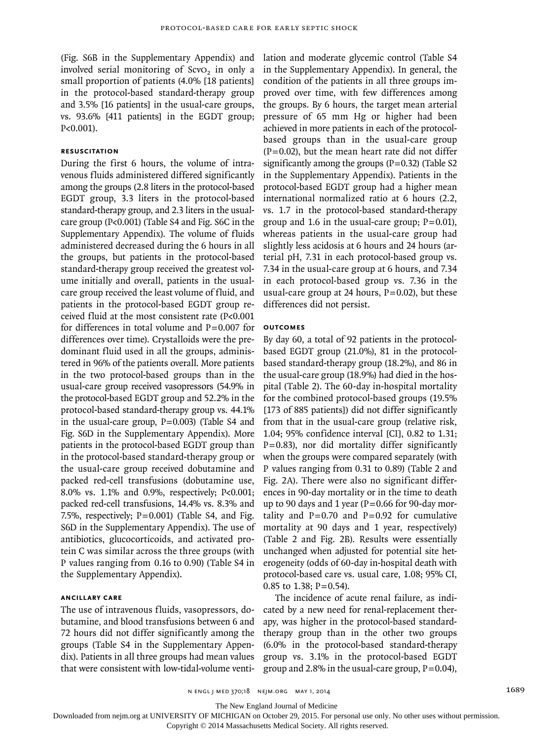(Fig. S6B in the Supplementary Appendix) and involved serial monitoring of $Scvo_2$ in only a small proportion of patients (4.0% [18 patients] in the protocol-based standard-therapy group and 3.5% [16 patients] in the usual-care groups, vs. 93.6% [411 patients] in the EGDT group; P<0.001).

### Resuscitation

During the first 6 hours, the volume of intravenous fluids administered differed significantly among the groups (2.8 liters in the protocol-based EGDT group, 3.3 liters in the protocol-based standard-therapy group, and 2.3 liters in the usual-care group (P<0.001) (Table S4 and Fig. S6C in the Supplementary Appendix). The volume of fluids administered decreased during the 6 hours in all the groups, but patients in the protocol-based standard-therapy group received the greatest volume initially and overall, patients in the usual-care group received the least volume of fluid, and patients in the protocol-based EGDT group received fluid at the most consistent rate (P<0.001 for differences in total volume and P=0.007 for differences over time). Crystalloids were the predominant fluid used in all the groups, administered in 96% of the patients overall. More patients in the two protocol-based groups than in the usual-care group received vasopressors (54.9% in the protocol-based EGDT group and 52.2% in the protocol-based standard-therapy group vs. 44.1% in the usual-care group, P=0.003) (Table S4 and Fig. S6D in the Supplementary Appendix). More patients in the protocol-based EGDT group than in the protocol-based standard-therapy group or the usual-care group received dobutamine and packed red-cell transfusions (dobutamine use, 8.0% vs. 1.1% and 0.9%, respectively; P<0.001; packed red-cell transfusions, 14.4% vs. 8.3% and 7.5%, respectively; P=0.001) (Table S4, and Fig. S6D in the Supplementary Appendix). The use of antibiotics, glucocorticoids, and activated protein C was similar across the three groups (with P values ranging from 0.16 to 0.90) (Table S4 in the Supplementary Appendix).

### Ancillary Care

The use of intravenous fluids, vasopressors, dobutamine, and blood transfusions between 6 and 72 hours did not differ significantly among the groups (Table S4 in the Supplementary Appendix). Patients in all three groups had mean values that were consistent with low-tidal-volume ventilation and moderate glycemic control (Table S4 in the Supplementary Appendix). In general, the condition of the patients in all three groups improved over time, with few differences among the groups. By 6 hours, the target mean arterial pressure of 65 mm Hg or higher had been achieved in more patients in each of the protocol-based groups than in the usual-care group (P=0.02), but the mean heart rate did not differ significantly among the groups (P=0.32) (Table S2 in the Supplementary Appendix). Patients in the protocol-based EGDT group had a higher mean international normalized ratio at 6 hours (2.2, vs. 1.7 in the protocol-based standard-therapy group and 1.6 in the usual-care group; P=0.01), whereas patients in the usual-care group had slightly less acidosis at 6 hours and 24 hours (arterial pH, 7.31 in each protocol-based group vs. 7.34 in the usual-care group at 6 hours, and 7.34 in each protocol-based group vs. 7.36 in the usual-care group at 24 hours, P=0.02), but these differences did not persist.

### Outcomes

By day 60, a total of 92 patients in the protocol-based EGDT group (21.0%), 81 in the protocol-based standard-therapy group (18.2%), and 86 in the usual-care group (18.9%) had died in the hospital (Table 2). The 60-day in-hospital mortality for the combined protocol-based groups (19.5% [173 of 885 patients]) did not differ significantly from that in the usual-care group (relative risk, 1.04; 95% confidence interval [CI], 0.82 to 1.31; P=0.83), nor did mortality differ significantly when the groups were compared separately (with P values ranging from 0.31 to 0.89) (Table 2 and Fig. 2A). There were also no significant differences in 90-day mortality or in the time to death up to 90 days and 1 year (P=0.66 for 90-day mortality and P=0.70 and P=0.92 for cumulative mortality at 90 days and 1 year, respectively) (Table 2 and Fig. 2B). Results were essentially unchanged when adjusted for potential site heterogeneity (odds of 60-day in-hospital death with protocol-based care vs. usual care, 1.08; 95% CI, 0.85 to 1.38; P=0.54).

The incidence of acute renal failure, as indicated by a new need for renal-replacement therapy, was higher in the protocol-based standard-therapy group than in the other two groups (6.0% in the protocol-based standard-therapy group vs. 3.1% in the protocol-based EGDT group and 2.8% in the usual-care group, P=0.04),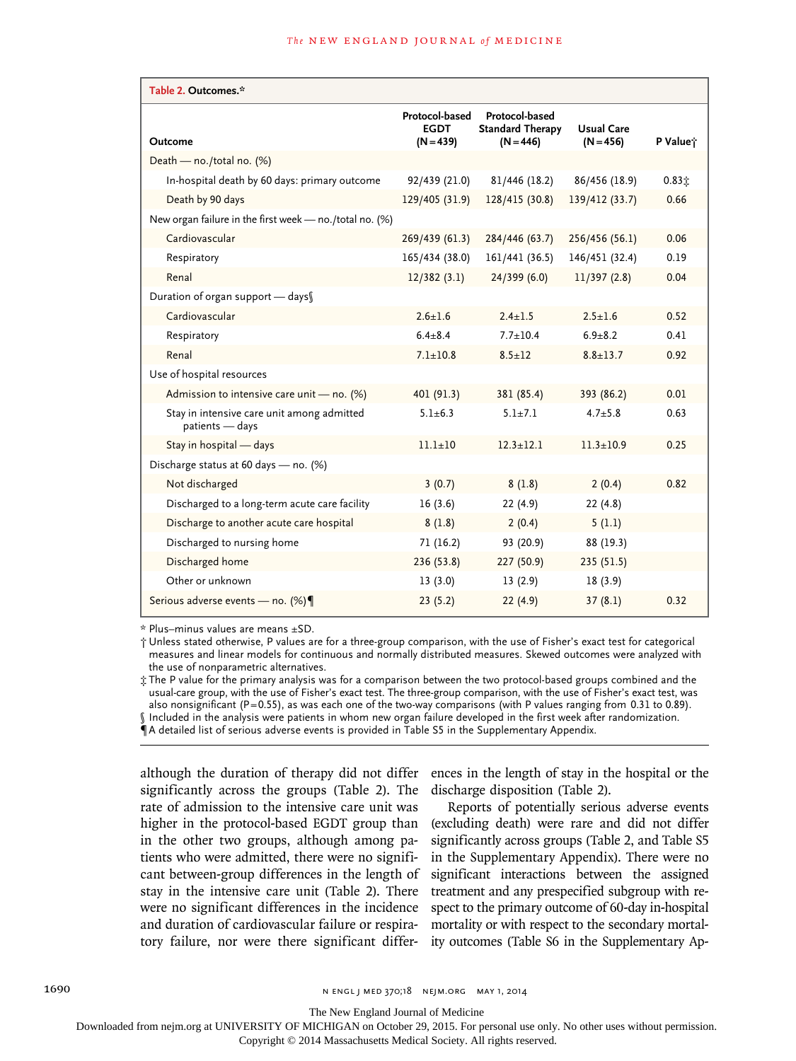**Table 2. Outcomes.***

| Outcome | Protocol-based EGDT (N=439) | Protocol-based Standard Therapy (N=446) | Usual Care (N=456) | P Value† |
|---|---|---|---|---|
| Death — no./total no. (%) | | | | |
| In-hospital death by 60 days: primary outcome | 92/439 (21.0) | 81/446 (18.2) | 86/456 (18.9) | 0.83‡ |
| Death by 90 days | 129/405 (31.9) | 128/415 (30.8) | 139/412 (33.7) | 0.66 |
| New organ failure in the first week — no./total no. (%) | | | | |
| Cardiovascular | 269/439 (61.3) | 284/446 (63.7) | 256/456 (56.1) | 0.06 |
| Respiratory | 165/434 (38.0) | 161/441 (36.5) | 146/451 (32.4) | 0.19 |
| Renal | 12/382 (3.1) | 24/399 (6.0) | 11/397 (2.8) | 0.04 |
| Duration of organ support — days§ | | | | |
| Cardiovascular | 2.6±1.6 | 2.4±1.5 | 2.5±1.6 | 0.52 |
| Respiratory | 6.4±8.4 | 7.7±10.4 | 6.9±8.2 | 0.41 |
| Renal | 7.1±10.8 | 8.5±12 | 8.8±13.7 | 0.92 |
| Use of hospital resources | | | | |
| Admission to intensive care unit — no. (%) | 401 (91.3) | 381 (85.4) | 393 (86.2) | 0.01 |
| Stay in intensive care unit among admitted patients — days | 5.1±6.3 | 5.1±7.1 | 4.7±5.8 | 0.63 |
| Stay in hospital — days | 11.1±10 | 12.3±12.1 | 11.3±10.9 | 0.25 |
| Discharge status at 60 days — no. (%) | | | | |
| Not discharged | 3 (0.7) | 8 (1.8) | 2 (0.4) | 0.82 |
| Discharged to a long-term acute care facility | 16 (3.6) | 22 (4.9) | 22 (4.8) | |
| Discharge to another acute care hospital | 8 (1.8) | 2 (0.4) | 5 (1.1) | |
| Discharged to nursing home | 71 (16.2) | 93 (20.9) | 88 (19.3) | |
| Discharged home | 236 (53.8) | 227 (50.9) | 235 (51.5) | |
| Other or unknown | 13 (3.0) | 13 (2.9) | 18 (3.9) | |
| Serious adverse events — no. (%)¶ | 23 (5.2) | 22 (4.9) | 37 (8.1) | 0.32 |

\* Plus–minus values are means ±SD.

† Unless stated otherwise, P values are for a three-group comparison, with the use of Fisher's exact test for categorical measures and linear models for continuous and normally distributed measures. Skewed outcomes were analyzed with the use of nonparametric alternatives.

‡ The P value for the primary analysis was for a comparison between the two protocol-based groups combined and the usual-care group, with the use of Fisher's exact test. The three-group comparison, with the use of Fisher's exact test, was also nonsignificant (P=0.55), as was each one of the two-way comparisons (with P values ranging from 0.31 to 0.89).

§ Included in the analysis were patients in whom new organ failure developed in the first week after randomization.

¶ A detailed list of serious adverse events is provided in Table S5 in the Supplementary Appendix.

although the duration of therapy did not differ significantly across the groups (Table 2). The rate of admission to the intensive care unit was higher in the protocol-based EGDT group than in the other two groups, although among patients who were admitted, there were no significant between-group differences in the length of stay in the intensive care unit (Table 2). There were no significant differences in the incidence and duration of cardiovascular failure or respiratory failure, nor were there significant differences in the length of stay in the hospital or the discharge disposition (Table 2).

Reports of potentially serious adverse events (excluding death) were rare and did not differ significantly across groups (Table 2, and Table S5 in the Supplementary Appendix). There were no significant interactions between the assigned treatment and any prespecified subgroup with respect to the primary outcome of 60-day in-hospital mortality or with respect to the secondary mortality outcomes (Table S6 in the Supplementary Ap-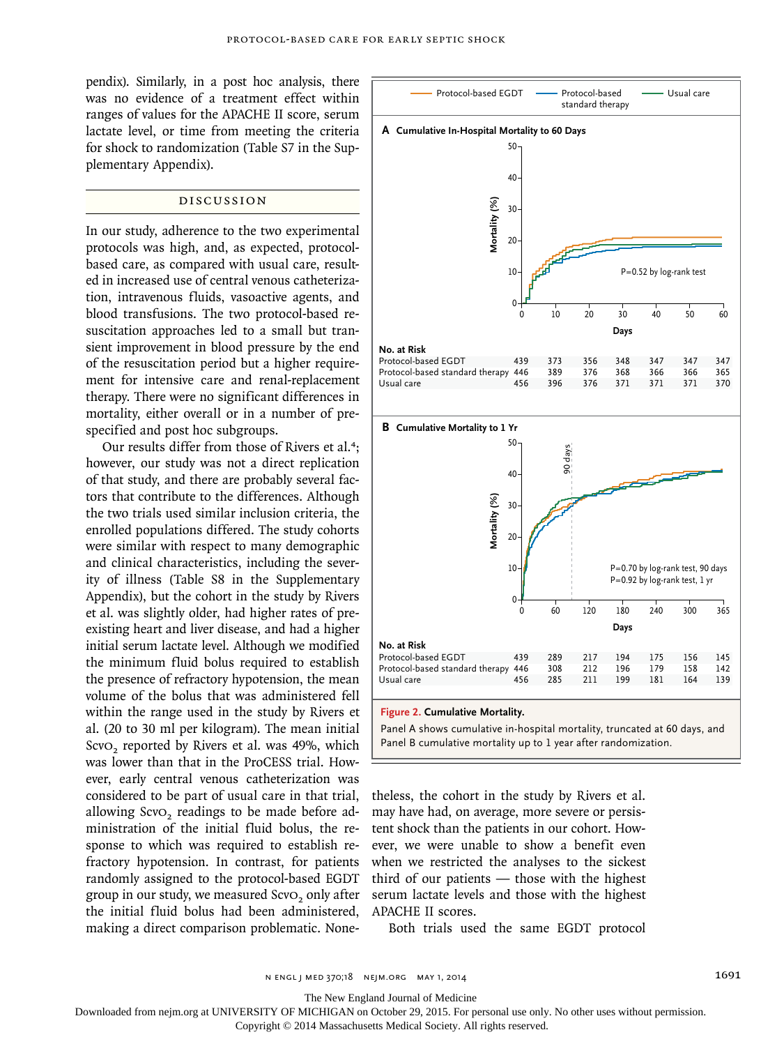pendix). Similarly, in a post hoc analysis, there was no evidence of a treatment effect within ranges of values for the APACHE II score, serum lactate level, or time from meeting the criteria for shock to randomization (Table S7 in the Supplementary Appendix).

## DISCUSSION

In our study, adherence to the two experimental protocols was high, and, as expected, protocol-based care, as compared with usual care, resulted in increased use of central venous catheterization, intravenous fluids, vasoactive agents, and blood transfusions. The two protocol-based resuscitation approaches led to a small but transient improvement in blood pressure by the end of the resuscitation period but a higher requirement for intensive care and renal-replacement therapy. There were no significant differences in mortality, either overall or in a number of prespecified and post hoc subgroups.

Our results differ from those of Rivers et al.[4]; however, our study was not a direct replication of that study, and there are probably several factors that contribute to the differences. Although the two trials used similar inclusion criteria, the enrolled populations differed. The study cohorts were similar with respect to many demographic and clinical characteristics, including the severity of illness (Table S8 in the Supplementary Appendix), but the cohort in the study by Rivers et al. was slightly older, had higher rates of preexisting heart and liver disease, and had a higher initial serum lactate level. Although we modified the minimum fluid bolus required to establish the presence of refractory hypotension, the mean volume of the bolus that was administered fell within the range used in the study by Rivers et al. (20 to 30 ml per kilogram). The mean initial $Scvo_2$ reported by Rivers et al. was 49%, which was lower than that in the ProCESS trial. However, early central venous catheterization was considered to be part of usual care in that trial, allowing $Scvo_2$ readings to be made before administration of the initial fluid bolus, the response to which was required to establish refractory hypotension. In contrast, for patients randomly assigned to the protocol-based EGDT group in our study, we measured $Scvo_2$ only after the initial fluid bolus had been administered, making a direct comparison problematic. Nonetheless, the cohort in the study by Rivers et al. may have had, on average, more severe or persistent shock than the patients in our cohort. However, we were unable to show a benefit even when we restricted the analyses to the sickest third of our patients — those with the highest serum lactate levels and those with the highest APACHE II scores.

Both trials used the same EGDT protocol

Legend: Protocol-based EGDT; Protocol-based standard therapy; Usual care

**A Cumulative In-Hospital Mortality to 60 Days**

P=0.52 by log-rank test

No. at Risk (Days)

| | 0 | 10 | 20 | 30 | 40 | 50 | 60 |
|---|---|---|---|---|---|---|---|
| Protocol-based EGDT | 439 | 373 | 356 | 348 | 347 | 347 | 347 |
| Protocol-based standard therapy | 446 | 389 | 376 | 368 | 366 | 366 | 365 |
| Usual care | 456 | 396 | 376 | 371 | 371 | 371 | 370 |

**B Cumulative Mortality to 1 Yr**

P=0.70 by log-rank test, 90 days
P=0.92 by log-rank test, 1 yr

No. at Risk (Days)

| | 0 | 60 | 120 | 180 | 240 | 300 | 365 |
|---|---|---|---|---|---|---|---|
| Protocol-based EGDT | 439 | 289 | 217 | 194 | 175 | 156 | 145 |
| Protocol-based standard therapy | 446 | 308 | 212 | 196 | 179 | 158 | 142 |
| Usual care | 456 | 285 | 211 | 199 | 181 | 164 | 139 |

**Figure 2. Cumulative Mortality.**

Panel A shows cumulative in-hospital mortality, truncated at 60 days, and Panel B cumulative mortality up to 1 year after randomization.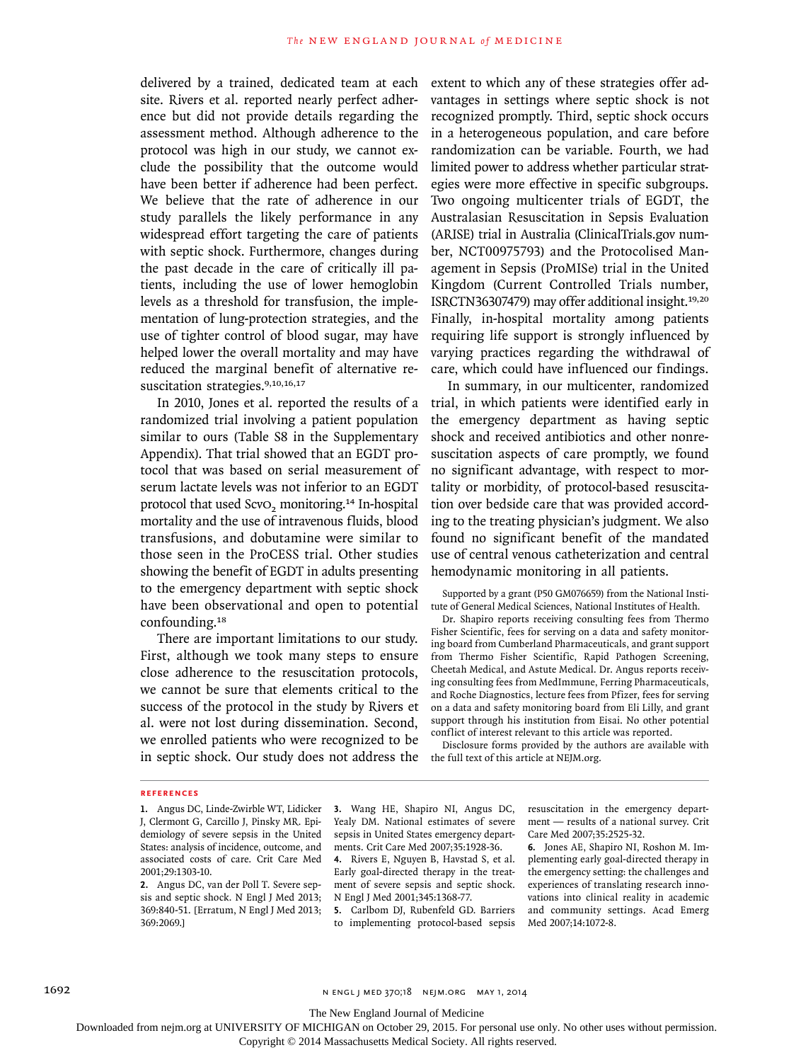delivered by a trained, dedicated team at each site. Rivers et al. reported nearly perfect adherence but did not provide details regarding the assessment method. Although adherence to the protocol was high in our study, we cannot exclude the possibility that the outcome would have been better if adherence had been perfect. We believe that the rate of adherence in our study parallels the likely performance in any widespread effort targeting the care of patients with septic shock. Furthermore, changes during the past decade in the care of critically ill patients, including the use of lower hemoglobin levels as a threshold for transfusion, the implementation of lung-protection strategies, and the use of tighter control of blood sugar, may have helped lower the overall mortality and may have reduced the marginal benefit of alternative resuscitation strategies.[9,10,16,17]

In 2010, Jones et al. reported the results of a randomized trial involving a patient population similar to ours (Table S8 in the Supplementary Appendix). That trial showed that an EGDT protocol that was based on serial measurement of serum lactate levels was not inferior to an EGDT protocol that used $Scv_{O_2}$ monitoring.[14] In-hospital mortality and the use of intravenous fluids, blood transfusions, and dobutamine were similar to those seen in the ProCESS trial. Other studies showing the benefit of EGDT in adults presenting to the emergency department with septic shock have been observational and open to potential confounding.[18]

There are important limitations to our study. First, although we took many steps to ensure close adherence to the resuscitation protocols, we cannot be sure that elements critical to the success of the protocol in the study by Rivers et al. were not lost during dissemination. Second, we enrolled patients who were recognized to be in septic shock. Our study does not address the extent to which any of these strategies offer advantages in settings where septic shock is not recognized promptly. Third, septic shock occurs in a heterogeneous population, and care before randomization can be variable. Fourth, we had limited power to address whether particular strategies were more effective in specific subgroups. Two ongoing multicenter trials of EGDT, the Australasian Resuscitation in Sepsis Evaluation (ARISE) trial in Australia (ClinicalTrials.gov number, NCT00975793) and the Protocolised Management in Sepsis (ProMISe) trial in the United Kingdom (Current Controlled Trials number, ISRCTN36307479) may offer additional insight.[19,20] Finally, in-hospital mortality among patients requiring life support is strongly influenced by varying practices regarding the withdrawal of care, which could have influenced our findings.

In summary, in our multicenter, randomized trial, in which patients were identified early in the emergency department as having septic shock and received antibiotics and other nonresuscitation aspects of care promptly, we found no significant advantage, with respect to mortality or morbidity, of protocol-based resuscitation over bedside care that was provided according to the treating physician's judgment. We also found no significant benefit of the mandated use of central venous catheterization and central hemodynamic monitoring in all patients.

Supported by a grant (P50 GM076659) from the National Institute of General Medical Sciences, National Institutes of Health.

Dr. Shapiro reports receiving consulting fees from Thermo Fisher Scientific, fees for serving on a data and safety monitoring board from Cumberland Pharmaceuticals, and grant support from Thermo Fisher Scientific, Rapid Pathogen Screening, Cheetah Medical, and Astute Medical. Dr. Angus reports receiving consulting fees from MedImmune, Ferring Pharmaceuticals, and Roche Diagnostics, lecture fees from Pfizer, fees for serving on a data and safety monitoring board from Eli Lilly, and grant support through his institution from Eisai. No other potential conflict of interest relevant to this article was reported.

Disclosure forms provided by the authors are available with the full text of this article at NEJM.org.

## References

1. Angus DC, Linde-Zwirble WT, Lidicker J, Clermont G, Carcillo J, Pinsky MR. Epidemiology of severe sepsis in the United States: analysis of incidence, outcome, and associated costs of care. Crit Care Med 2001;29:1303-10.
2. Angus DC, van der Poll T. Severe sepsis and septic shock. N Engl J Med 2013; 369:840-51. [Erratum, N Engl J Med 2013; 369:2069.]
3. Wang HE, Shapiro NI, Angus DC, Yealy DM. National estimates of severe sepsis in United States emergency departments. Crit Care Med 2007;35:1928-36.
4. Rivers E, Nguyen B, Havstad S, et al. Early goal-directed therapy in the treatment of severe sepsis and septic shock. N Engl J Med 2001;345:1368-77.
5. Carlbom DJ, Rubenfeld GD. Barriers to implementing protocol-based sepsis resuscitation in the emergency department — results of a national survey. Crit Care Med 2007;35:2525-32.
6. Jones AE, Shapiro NI, Roshon M. Implementing early goal-directed therapy in the emergency setting: the challenges and experiences of translating research innovations into clinical reality in academic and community settings. Acad Emerg Med 2007;14:1072-8.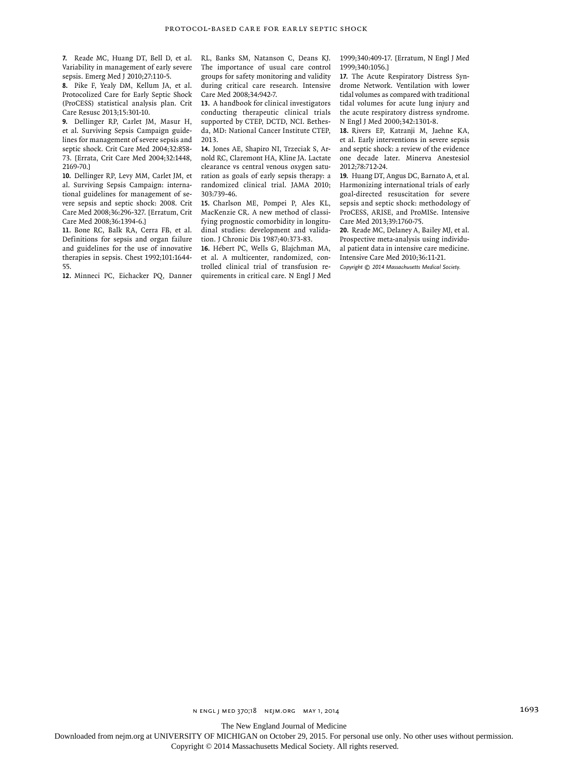7. Reade MC, Huang DT, Bell D, et al. Variability in management of early severe sepsis. Emerg Med J 2010;27:110-5.

8. Pike F, Yealy DM, Kellum JA, et al. Protocolized Care for Early Septic Shock (ProCESS) statistical analysis plan. Crit Care Resusc 2013;15:301-10.

9. Dellinger RP, Carlet JM, Masur H, et al. Surviving Sepsis Campaign guidelines for management of severe sepsis and septic shock. Crit Care Med 2004;32:858-73. [Errata, Crit Care Med 2004;32:1448, 2169-70.]

10. Dellinger RP, Levy MM, Carlet JM, et al. Surviving Sepsis Campaign: international guidelines for management of severe sepsis and septic shock: 2008. Crit Care Med 2008;36:296-327. [Erratum, Crit Care Med 2008;36:1394-6.]

11. Bone RC, Balk RA, Cerra FB, et al. Definitions for sepsis and organ failure and guidelines for the use of innovative therapies in sepsis. Chest 1992;101:1644-55.

12. Minneci PC, Eichacker PQ, Danner RL, Banks SM, Natanson C, Deans KJ. The importance of usual care control groups for safety monitoring and validity during critical care research. Intensive Care Med 2008;34:942-7.

13. A handbook for clinical investigators conducting therapeutic clinical trials supported by CTEP, DCTD, NCI. Bethesda, MD: National Cancer Institute CTEP, 2013.

14. Jones AE, Shapiro NI, Trzeciak S, Arnold RC, Claremont HA, Kline JA. Lactate clearance vs central venous oxygen saturation as goals of early sepsis therapy: a randomized clinical trial. JAMA 2010;303:739-46.

15. Charlson ME, Pompei P, Ales KL, MacKenzie CR. A new method of classifying prognostic comorbidity in longitudinal studies: development and validation. J Chronic Dis 1987;40:373-83.

16. Hébert PC, Wells G, Blajchman MA, et al. A multicenter, randomized, controlled clinical trial of transfusion requirements in critical care. N Engl J Med 1999;340:409-17. [Erratum, N Engl J Med 1999;340:1056.]

17. The Acute Respiratory Distress Syndrome Network. Ventilation with lower tidal volumes as compared with traditional tidal volumes for acute lung injury and the acute respiratory distress syndrome. N Engl J Med 2000;342:1301-8.

18. Rivers EP, Katranji M, Jaehne KA, et al. Early interventions in severe sepsis and septic shock: a review of the evidence one decade later. Minerva Anestesiol 2012;78:712-24.

19. Huang DT, Angus DC, Barnato A, et al. Harmonizing international trials of early goal-directed resuscitation for severe sepsis and septic shock: methodology of ProCESS, ARISE, and ProMISe. Intensive Care Med 2013;39:1760-75.

20. Reade MC, Delaney A, Bailey MJ, et al. Prospective meta-analysis using individual patient data in intensive care medicine. Intensive Care Med 2010;36:11-21.

*Copyright © 2014 Massachusetts Medical Society.*